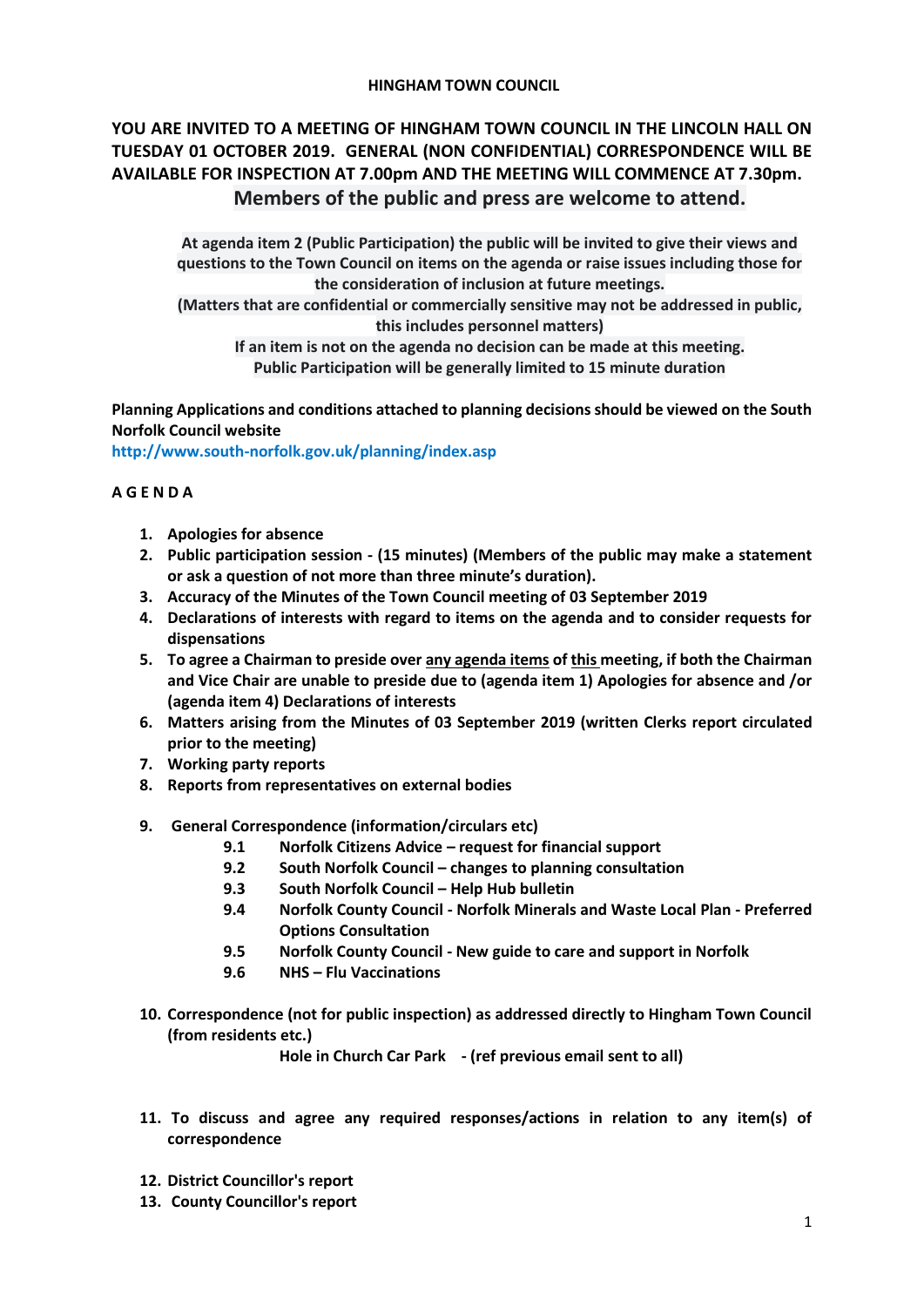**HINGHAM TOWN COUNCIL**

**YOU ARE INVITED TO A MEETING OF HINGHAM TOWN COUNCIL IN THE LINCOLN HALL ON TUESDAY 01 OCTOBER 2019. GENERAL (NON CONFIDENTIAL) CORRESPONDENCE WILL BE AVAILABLE FOR INSPECTION AT 7.00pm AND THE MEETING WILL COMMENCE AT 7.30pm.**

**Members of the public and press are welcome to attend.**

**At agenda item 2 (Public Participation) the public will be invited to give their views and questions to the Town Council on items on the agenda or raise issues including those for the consideration of inclusion at future meetings.**
**(Matters that are confidential or commercially sensitive may not be addressed in public, this includes personnel matters)**
**If an item is not on the agenda no decision can be made at this meeting.**
**Public Participation will be generally limited to 15 minute duration**

**Planning Applications and conditions attached to planning decisions should be viewed on the South Norfolk Council website**
**http://www.south-norfolk.gov.uk/planning/index.asp**

**A G E N D A**

1. **Apologies for absence**
2. **Public participation session - (15 minutes) (Members of the public may make a statement or ask a question of not more than three minute's duration).**
3. **Accuracy of the Minutes of the Town Council meeting of 03 September 2019**
4. **Declarations of interests with regard to items on the agenda and to consider requests for dispensations**
5. **To agree a Chairman to preside over <u>any agenda items</u> of <u>this</u> meeting, if both the Chairman and Vice Chair are unable to preside due to (agenda item 1) Apologies for absence and /or (agenda item 4) Declarations of interests**
6. **Matters arising from the Minutes of 03 September 2019 (written Clerks report circulated prior to the meeting)**
7. **Working party reports**
8. **Reports from representatives on external bodies**
9. **General Correspondence (information/circulars etc)**
   - **9.1 Norfolk Citizens Advice – request for financial support**
   - **9.2 South Norfolk Council – changes to planning consultation**
   - **9.3 South Norfolk Council – Help Hub bulletin**
   - **9.4 Norfolk County Council - Norfolk Minerals and Waste Local Plan - Preferred Options Consultation**
   - **9.5 Norfolk County Council - New guide to care and support in Norfolk**
   - **9.6 NHS – Flu Vaccinations**
10. **Correspondence (not for public inspection) as addressed directly to Hingham Town Council (from residents etc.)**
    - **Hole in Church Car Park - (ref previous email sent to all)**
11. **To discuss and agree any required responses/actions in relation to any item(s) of correspondence**
12. **District Councillor's report**
13. **County Councillor's report**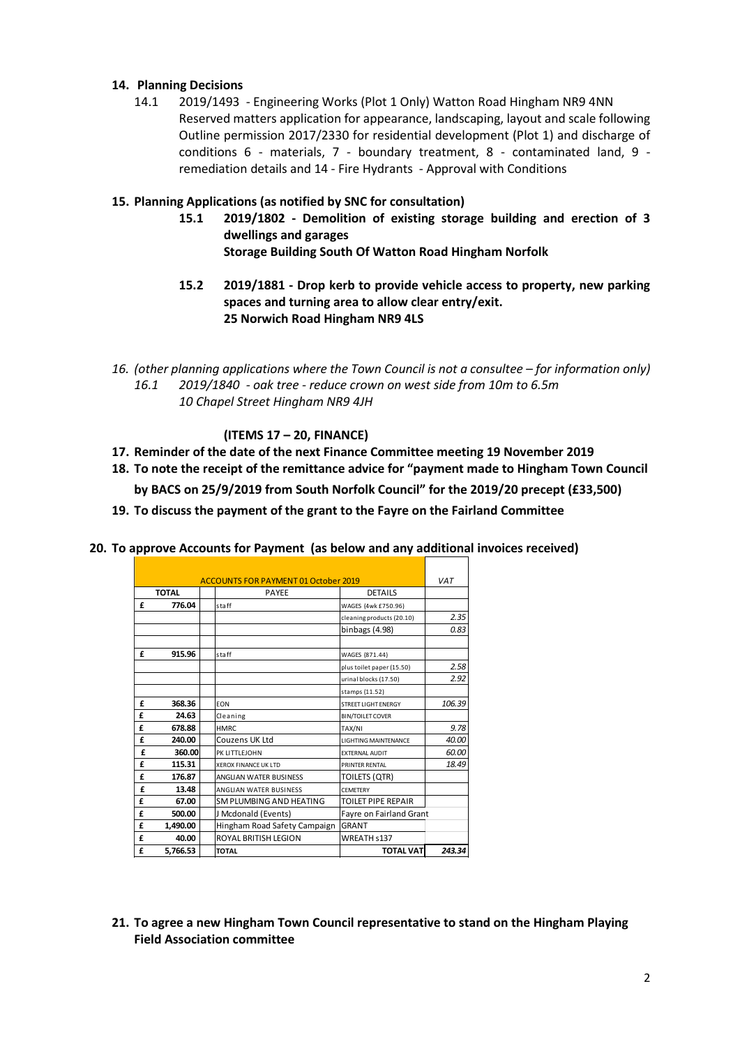**14. Planning Decisions**

14.1 2019/1493 - Engineering Works (Plot 1 Only) Watton Road Hingham NR9 4NN Reserved matters application for appearance, landscaping, layout and scale following Outline permission 2017/2330 for residential development (Plot 1) and discharge of conditions 6 - materials, 7 - boundary treatment, 8 - contaminated land, 9 - remediation details and 14 - Fire Hydrants - Approval with Conditions

**15. Planning Applications (as notified by SNC for consultation)**

**15.1 2019/1802 - Demolition of existing storage building and erection of 3 dwellings and garages**
**Storage Building South Of Watton Road Hingham Norfolk**

**15.2 2019/1881 - Drop kerb to provide vehicle access to property, new parking spaces and turning area to allow clear entry/exit.**
**25 Norwich Road Hingham NR9 4LS**

*16. (other planning applications where the Town Council is not a consultee – for information only)*

*16.1 2019/1840 - oak tree - reduce crown on west side from 10m to 6.5m*
*10 Chapel Street Hingham NR9 4JH*

**(ITEMS 17 – 20, FINANCE)**

**17. Reminder of the date of the next Finance Committee meeting 19 November 2019**

**18. To note the receipt of the remittance advice for "payment made to Hingham Town Council by BACS on 25/9/2019 from South Norfolk Council" for the 2019/20 precept (£33,500)**

**19. To discuss the payment of the grant to the Fayre on the Fairland Committee**

**20. To approve Accounts for Payment (as below and any additional invoices received)**

| ACCOUNTS FOR PAYMENT 01 October 2019 | | | | *VAT* |
|---|---|---|---|---|
| TOTAL | | PAYEE | DETAILS | |
| £ | 776.04 | staff | WAGES (4wk £750.96) | |
| | | | cleaning products (20.10) | *2.35* |
| | | | binbags (4.98) | *0.83* |
| | | | | |
| £ | 915.96 | staff | WAGES (871.44) | |
| | | | plus toilet paper (15.50) | *2.58* |
| | | | urinal blocks (17.50) | *2.92* |
| | | | stamps (11.52) | |
| £ | 368.36 | EON | STREET LIGHT ENERGY | *106.39* |
| £ | 24.63 | Cleaning | BIN/TOILET COVER | |
| £ | 678.88 | HMRC | TAX/NI | *9.78* |
| £ | 240.00 | Couzens UK Ltd | LIGHTING MAINTENANCE | *40.00* |
| £ | 360.00 | PK LITTLEJOHN | EXTERNAL AUDIT | *60.00* |
| £ | 115.31 | XEROX FINANCE UK LTD | PRINTER RENTAL | *18.49* |
| £ | 176.87 | ANGLIAN WATER BUSINESS | TOILETS (QTR) | |
| £ | 13.48 | ANGLIAN WATER BUSINESS | CEMETERY | |
| £ | 67.00 | SM PLUMBING AND HEATING | TOILET PIPE REPAIR | |
| £ | 500.00 | J Mcdonald (Events) | Fayre on Fairland Grant | |
| £ | 1,490.00 | Hingham Road Safety Campaign | GRANT | |
| £ | 40.00 | ROYAL BRITISH LEGION | WREATH s137 | |
| £ | 5,766.53 | TOTAL | TOTAL VAT | *243.34* |

**21. To agree a new Hingham Town Council representative to stand on the Hingham Playing Field Association committee**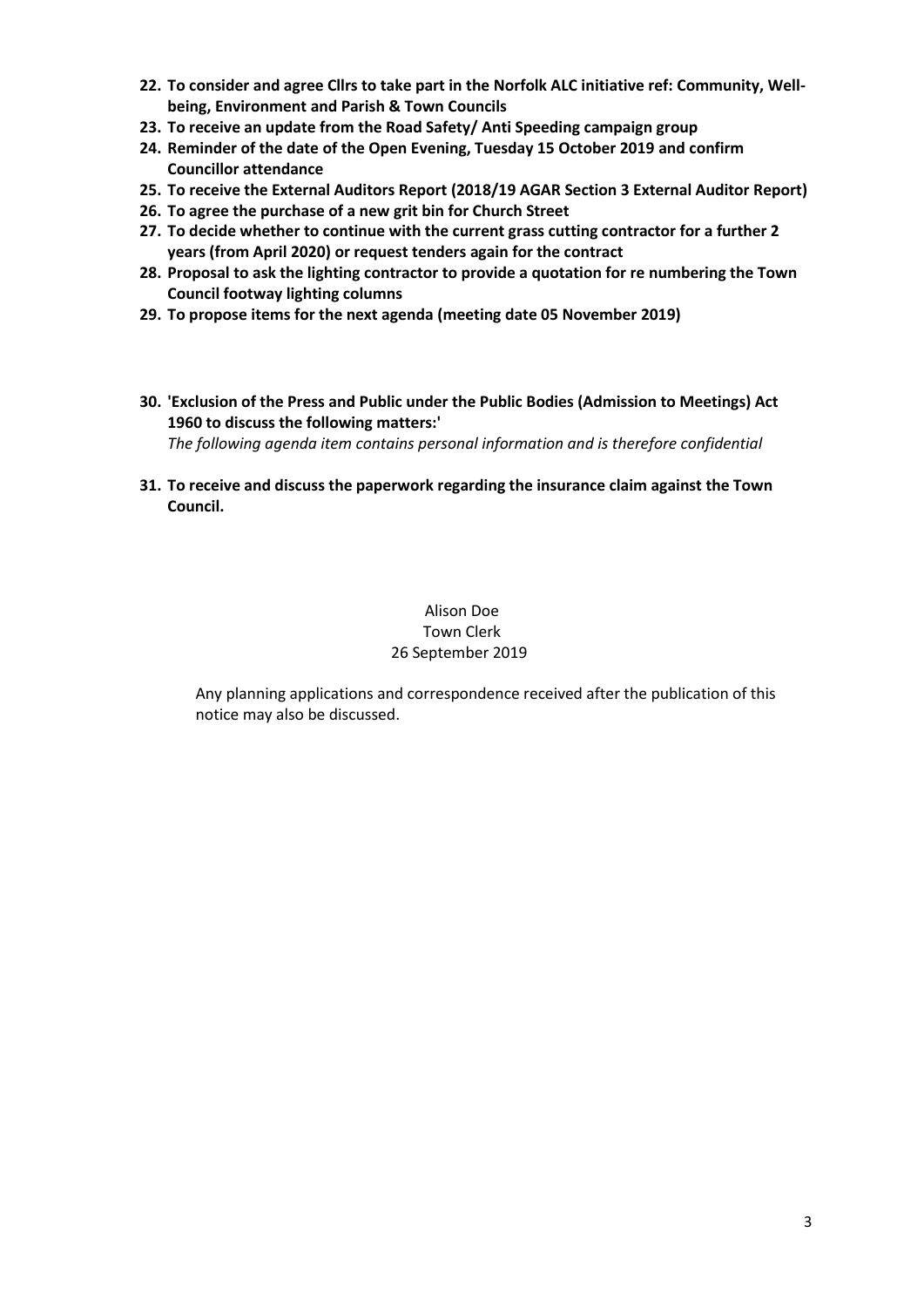22. **To consider and agree Cllrs to take part in the Norfolk ALC initiative ref: Community, Well-being, Environment and Parish & Town Councils**
23. **To receive an update from the Road Safety/ Anti Speeding campaign group**
24. **Reminder of the date of the Open Evening, Tuesday 15 October 2019 and confirm Councillor attendance**
25. **To receive the External Auditors Report (2018/19 AGAR Section 3 External Auditor Report)**
26. **To agree the purchase of a new grit bin for Church Street**
27. **To decide whether to continue with the current grass cutting contractor for a further 2 years (from April 2020) or request tenders again for the contract**
28. **Proposal to ask the lighting contractor to provide a quotation for re numbering the Town Council footway lighting columns**
29. **To propose items for the next agenda (meeting date 05 November 2019)**
30. **'Exclusion of the Press and Public under the Public Bodies (Admission to Meetings) Act 1960 to discuss the following matters:'**
    *The following agenda item contains personal information and is therefore confidential*
31. **To receive and discuss the paperwork regarding the insurance claim against the Town Council.**

Alison Doe
Town Clerk
26 September 2019

Any planning applications and correspondence received after the publication of this notice may also be discussed.